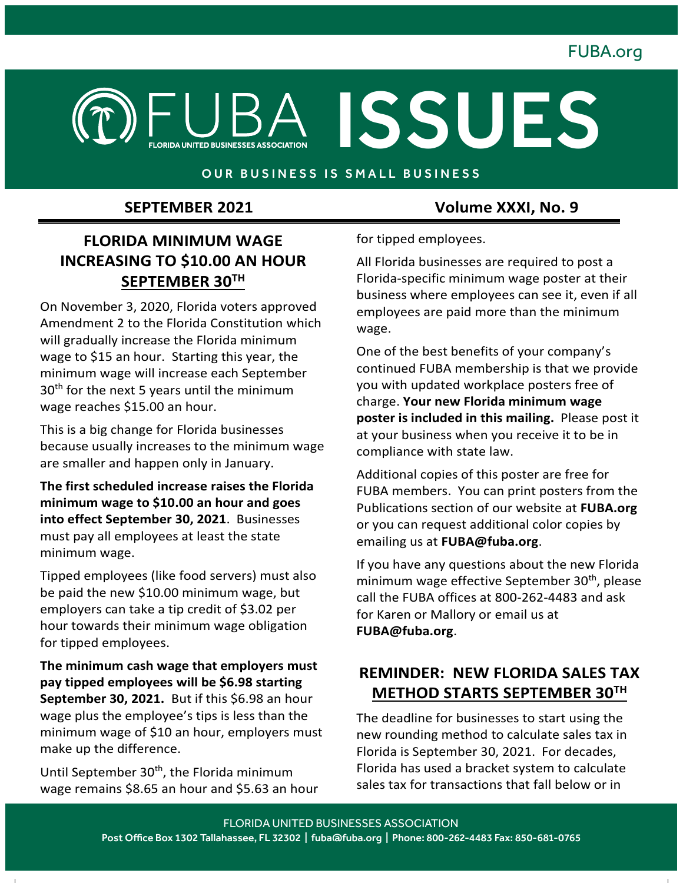# FUBA ISSUES

FLORIDA UNITED BUSINESSES ASSOCIATION

OUR BUSINESS IS SMALL BUSINESS

**SEPTEMBER 2021** **Volume XXXI, No. 9**

## FLORIDA MINIMUM WAGE INCREASING TO $10.00 AN HOUR SEPTEMBER 30TH

On November 3, 2020, Florida voters approved Amendment 2 to the Florida Constitution which will gradually increase the Florida minimum wage to $15 an hour. Starting this year, the minimum wage will increase each September 30th for the next 5 years until the minimum wage reaches $15.00 an hour.

This is a big change for Florida businesses because usually increases to the minimum wage are smaller and happen only in January.

**The first scheduled increase raises the Florida minimum wage to $10.00 an hour and goes into effect September 30, 2021**. Businesses must pay all employees at least the state minimum wage.

Tipped employees (like food servers) must also be paid the new $10.00 minimum wage, but employers can take a tip credit of $3.02 per hour towards their minimum wage obligation for tipped employees.

**The minimum cash wage that employers must pay tipped employees will be $6.98 starting September 30, 2021.** But if this $6.98 an hour wage plus the employee's tips is less than the minimum wage of $10 an hour, employers must make up the difference.

Until September 30th, the Florida minimum wage remains $8.65 an hour and $5.63 an hour for tipped employees.

All Florida businesses are required to post a Florida-specific minimum wage poster at their business where employees can see it, even if all employees are paid more than the minimum wage.

One of the best benefits of your company's continued FUBA membership is that we provide you with updated workplace posters free of charge. **Your new Florida minimum wage poster is included in this mailing.** Please post it at your business when you receive it to be in compliance with state law.

Additional copies of this poster are free for FUBA members. You can print posters from the Publications section of our website at **FUBA.org** or you can request additional color copies by emailing us at **FUBA@fuba.org**.

If you have any questions about the new Florida minimum wage effective September 30th, please call the FUBA offices at 800-262-4483 and ask for Karen or Mallory or email us at **FUBA@fuba.org**.

## REMINDER: NEW FLORIDA SALES TAX METHOD STARTS SEPTEMBER 30TH

The deadline for businesses to start using the new rounding method to calculate sales tax in Florida is September 30, 2021. For decades, Florida has used a bracket system to calculate sales tax for transactions that fall below or in

FLORIDA UNITED BUSINESSES ASSOCIATION
Post Office Box 1302 Tallahassee, FL 32302 | fuba@fuba.org | Phone: 800-262-4483 Fax: 850-681-0765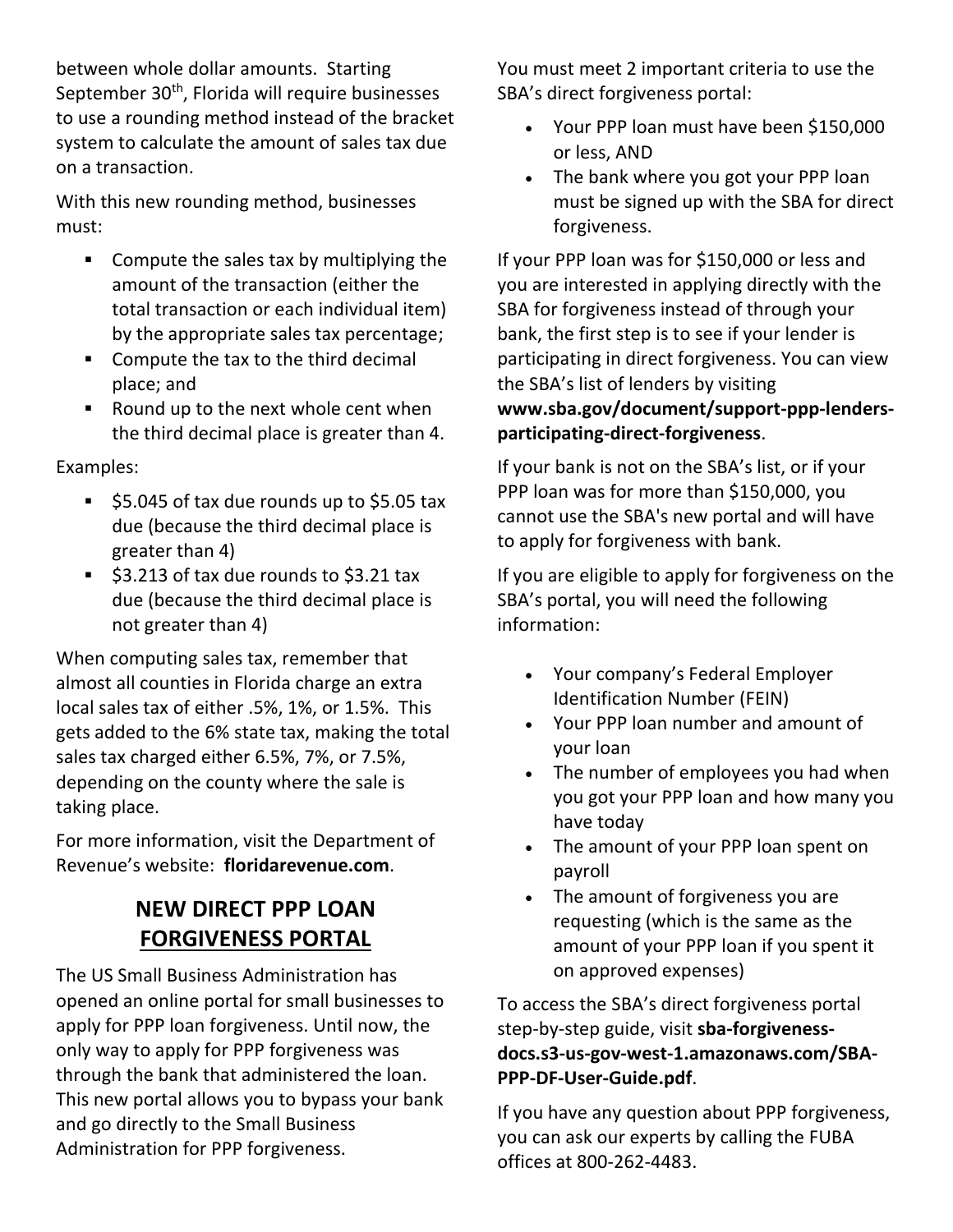between whole dollar amounts. Starting September 30th, Florida will require businesses to use a rounding method instead of the bracket system to calculate the amount of sales tax due on a transaction.

With this new rounding method, businesses must:

- Compute the sales tax by multiplying the amount of the transaction (either the total transaction or each individual item) by the appropriate sales tax percentage;
- Compute the tax to the third decimal place; and
- Round up to the next whole cent when the third decimal place is greater than 4.

Examples:

- $5.045 of tax due rounds up to $5.05 tax due (because the third decimal place is greater than 4)
- $3.213 of tax due rounds to $3.21 tax due (because the third decimal place is not greater than 4)

When computing sales tax, remember that almost all counties in Florida charge an extra local sales tax of either .5%, 1%, or 1.5%. This gets added to the 6% state tax, making the total sales tax charged either 6.5%, 7%, or 7.5%, depending on the county where the sale is taking place.

For more information, visit the Department of Revenue's website: **floridarevenue.com**.

## NEW DIRECT PPP LOAN FORGIVENESS PORTAL

The US Small Business Administration has opened an online portal for small businesses to apply for PPP loan forgiveness. Until now, the only way to apply for PPP forgiveness was through the bank that administered the loan. This new portal allows you to bypass your bank and go directly to the Small Business Administration for PPP forgiveness.

You must meet 2 important criteria to use the SBA's direct forgiveness portal:

- Your PPP loan must have been $150,000 or less, AND
- The bank where you got your PPP loan must be signed up with the SBA for direct forgiveness.

If your PPP loan was for $150,000 or less and you are interested in applying directly with the SBA for forgiveness instead of through your bank, the first step is to see if your lender is participating in direct forgiveness. You can view the SBA's list of lenders by visiting **www.sba.gov/document/support-ppp-lenders-participating-direct-forgiveness**.

If your bank is not on the SBA's list, or if your PPP loan was for more than $150,000, you cannot use the SBA's new portal and will have to apply for forgiveness with bank.

If you are eligible to apply for forgiveness on the SBA's portal, you will need the following information:

- Your company's Federal Employer Identification Number (FEIN)
- Your PPP loan number and amount of your loan
- The number of employees you had when you got your PPP loan and how many you have today
- The amount of your PPP loan spent on payroll
- The amount of forgiveness you are requesting (which is the same as the amount of your PPP loan if you spent it on approved expenses)

To access the SBA's direct forgiveness portal step-by-step guide, visit **sba-forgiveness-docs.s3-us-gov-west-1.amazonaws.com/SBA-PPP-DF-User-Guide.pdf**.

If you have any question about PPP forgiveness, you can ask our experts by calling the FUBA offices at 800-262-4483.